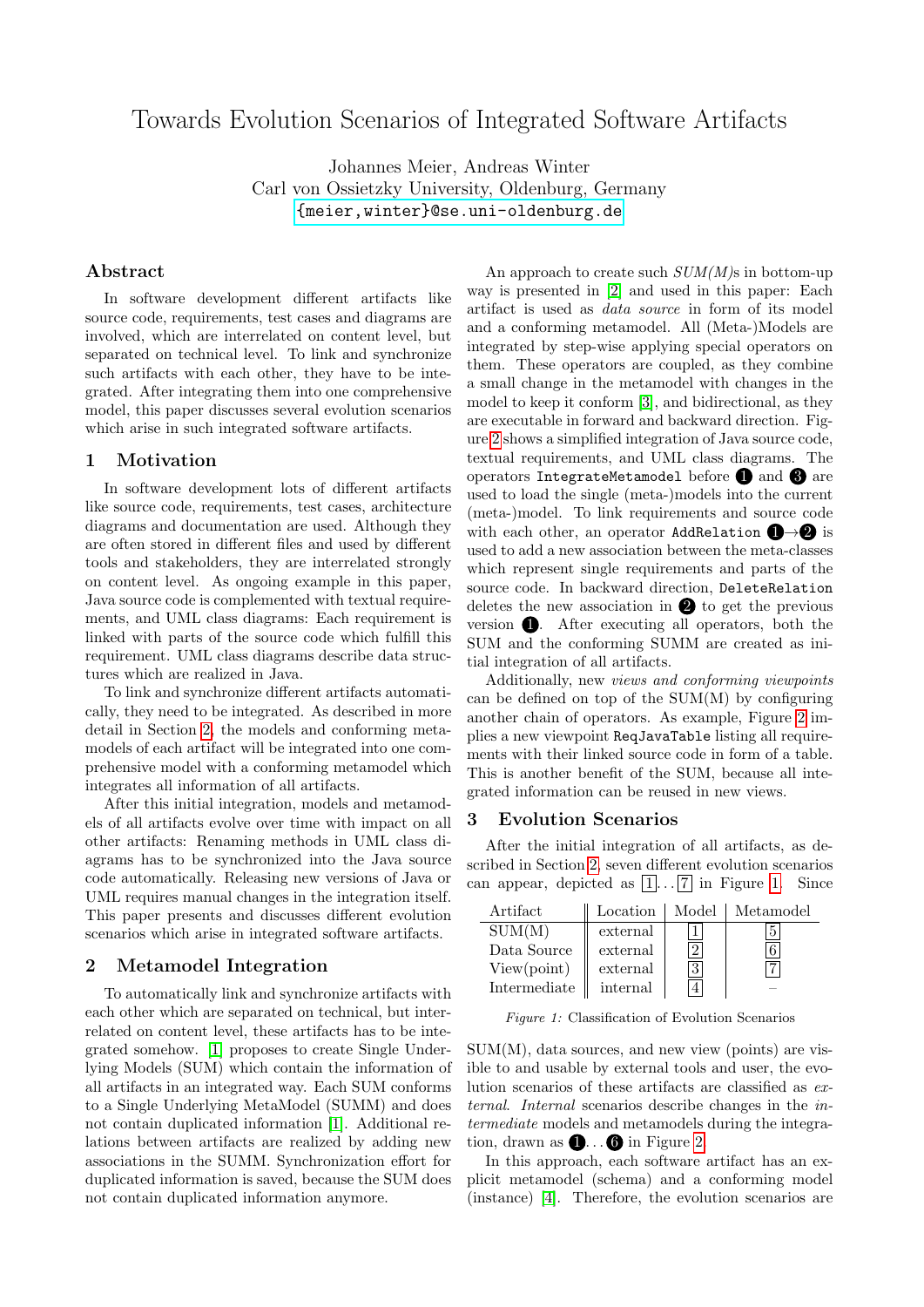# Towards Evolution Scenarios of Integrated Software Artifacts

Johannes Meier, Andreas Winter
Carl von Ossietzky University, Oldenburg, Germany
{meier,winter}@se.uni-oldenburg.de

## Abstract

In software development different artifacts like source code, requirements, test cases and diagrams are involved, which are interrelated on content level, but separated on technical level. To link and synchronize such artifacts with each other, they have to be integrated. After integrating them into one comprehensive model, this paper discusses several evolution scenarios which arise in such integrated software artifacts.

## 1 Motivation

In software development lots of different artifacts like source code, requirements, test cases, architecture diagrams and documentation are used. Although they are often stored in different files and used by different tools and stakeholders, they are interrelated strongly on content level. As ongoing example in this paper, Java source code is complemented with textual requirements, and UML class diagrams: Each requirement is linked with parts of the source code which fulfill this requirement. UML class diagrams describe data structures which are realized in Java.

To link and synchronize different artifacts automatically, they need to be integrated. As described in more detail in Section 2, the models and conforming metamodels of each artifact will be integrated into one comprehensive model with a conforming metamodel which integrates all information of all artifacts.

After this initial integration, models and metamodels of all artifacts evolve over time with impact on all other artifacts: Renaming methods in UML class diagrams has to be synchronized into the Java source code automatically. Releasing new versions of Java or UML requires manual changes in the integration itself. This paper presents and discusses different evolution scenarios which arise in integrated software artifacts.

## 2 Metamodel Integration

To automatically link and synchronize artifacts with each other which are separated on technical, but interrelated on content level, these artifacts has to be integrated somehow. [1] proposes to create Single Underlying Models (SUM) which contain the information of all artifacts in an integrated way. Each SUM conforms to a Single Underlying MetaModel (SUMM) and does not contain duplicated information [1]. Additional relations between artifacts are realized by adding new associations in the SUMM. Synchronization effort for duplicated information is saved, because the SUM does not contain duplicated information anymore.

An approach to create such *SUM(M)*s in bottom-up way is presented in [2] and used in this paper: Each artifact is used as *data source* in form of its model and a conforming metamodel. All (Meta-)Models are integrated by step-wise applying special operators on them. These operators are coupled, as they combine a small change in the metamodel with changes in the model to keep it conform [3], and bidirectional, as they are executable in forward and backward direction. Figure 2 shows a simplified integration of Java source code, textual requirements, and UML class diagrams. The operators `IntegrateMetamodel` before ➊ and ➌ are used to load the single (meta-)models into the current (meta-)model. To link requirements and source code with each other, an operator `AddRelation` ➊→➋ is used to add a new association between the meta-classes which represent single requirements and parts of the source code. In backward direction, `DeleteRelation` deletes the new association in ➋ to get the previous version ➊. After executing all operators, both the SUM and the conforming SUMM are created as initial integration of all artifacts.

Additionally, new *views and conforming viewpoints* can be defined on top of the SUM(M) by configuring another chain of operators. As example, Figure 2 implies a new viewpoint `ReqJavaTable` listing all requirements with their linked source code in form of a table. This is another benefit of the SUM, because all integrated information can be reused in new views.

## 3 Evolution Scenarios

After the initial integration of all artifacts, as described in Section 2, seven different evolution scenarios can appear, depicted as 1 . . . 7 in Figure 1. Since

| Artifact | Location | Model | Metamodel |
|---|---|---|---|
| SUM(M) | external | 1 | 5 |
| Data Source | external | 2 | 6 |
| View(point) | external | 3 | 7 |
| Intermediate | internal | 4 | – |

*Figure 1:* Classification of Evolution Scenarios

SUM(M), data sources, and new view (points) are visible to and usable by external tools and user, the evolution scenarios of these artifacts are classified as *external*. *Internal* scenarios describe changes in the *intermediate* models and metamodels during the integration, drawn as ➊ . . . ➏ in Figure 2.

In this approach, each software artifact has an explicit metamodel (schema) and a conforming model (instance) [4]. Therefore, the evolution scenarios are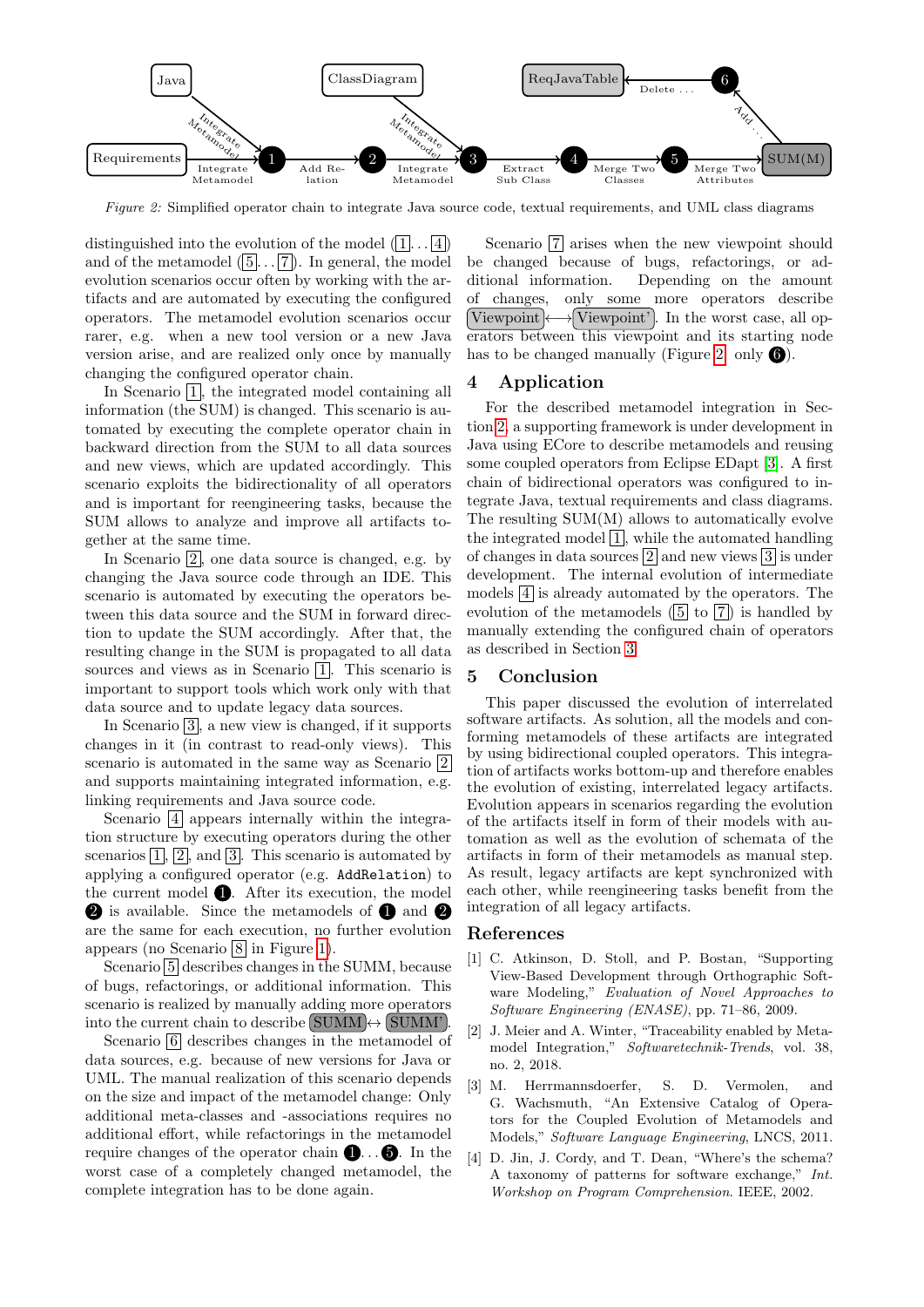Java

ClassDiagram

ReqJavaTable

Requirements

Integrate Metamodel

1

Add Relation

2

Integrate Metamodel

3

Extract Sub Class

4

Merge Two Classes

5

Merge Two Attributes

SUM(M)

Add ...

6

Delete ...

*Figure 2:* Simplified operator chain to integrate Java source code, textual requirements, and UML class diagrams

distinguished into the evolution of the model (1...4) and of the metamodel (5...7). In general, the model evolution scenarios occur often by working with the artifacts and are automated by executing the configured operators. The metamodel evolution scenarios occur rarer, e.g. when a new tool version or a new Java version arise, and are realized only once by manually changing the configured operator chain.

In Scenario 1, the integrated model containing all information (the SUM) is changed. This scenario is automated by executing the complete operator chain in backward direction from the SUM to all data sources and new views, which are updated accordingly. This scenario exploits the bidirectionality of all operators and is important for reengineering tasks, because the SUM allows to analyze and improve all artifacts together at the same time.

In Scenario 2, one data source is changed, e.g. by changing the Java source code through an IDE. This scenario is automated by executing the operators between this data source and the SUM in forward direction to update the SUM accordingly. After that, the resulting change in the SUM is propagated to all data sources and views as in Scenario 1. This scenario is important to support tools which work only with that data source and to update legacy data sources.

In Scenario 3, a new view is changed, if it supports changes in it (in contrast to read-only views). This scenario is automated in the same way as Scenario 2 and supports maintaining integrated information, e.g. linking requirements and Java source code.

Scenario 4 appears internally within the integration structure by executing operators during the other scenarios 1, 2, and 3. This scenario is automated by applying a configured operator (e.g. `AddRelation`) to the current model ❶. After its execution, the model ❷ is available. Since the metamodels of ❶ and ❷ are the same for each execution, no further evolution appears (no Scenario 8 in Figure 1).

Scenario 5 describes changes in the SUMM, because of bugs, refactorings, or additional information. This scenario is realized by manually adding more operators into the current chain to describe SUMM ↔ SUMM'.

Scenario 6 describes changes in the metamodel of data sources, e.g. because of new versions for Java or UML. The manual realization of this scenario depends on the size and impact of the metamodel change: Only additional meta-classes and -associations requires no additional effort, while refactorings in the metamodel require changes of the operator chain ❶...❺. In the worst case of a completely changed metamodel, the complete integration has to be done again.

Scenario 7 arises when the new viewpoint should be changed because of bugs, refactorings, or additional information. Depending on the amount of changes, only some more operators describe Viewpoint ⟷ Viewpoint'. In the worst case, all operators between this viewpoint and its starting node has to be changed manually (Figure 2, only ❻).

## 4 Application

For the described metamodel integration in Section 2, a supporting framework is under development in Java using ECore to describe metamodels and reusing some coupled operators from Eclipse EDapt [3]. A first chain of bidirectional operators was configured to integrate Java, textual requirements and class diagrams. The resulting SUM(M) allows to automatically evolve the integrated model 1, while the automated handling of changes in data sources 2 and new views 3 is under development. The internal evolution of intermediate models 4 is already automated by the operators. The evolution of the metamodels (5 to 7) is handled by manually extending the configured chain of operators as described in Section 3.

## 5 Conclusion

This paper discussed the evolution of interrelated software artifacts. As solution, all the models and conforming metamodels of these artifacts are integrated by using bidirectional coupled operators. This integration of artifacts works bottom-up and therefore enables the evolution of existing, interrelated legacy artifacts. Evolution appears in scenarios regarding the evolution of the artifacts itself in form of their models with automation as well as the evolution of schemata of the artifacts in form of their metamodels as manual step. As result, legacy artifacts are kept synchronized with each other, while reengineering tasks benefit from the integration of all legacy artifacts.

## References

[1] C. Atkinson, D. Stoll, and P. Bostan, "Supporting View-Based Development through Orthographic Software Modeling," *Evaluation of Novel Approaches to Software Engineering (ENASE)*, pp. 71–86, 2009.

[2] J. Meier and A. Winter, "Traceability enabled by Metamodel Integration," *Softwaretechnik-Trends*, vol. 38, no. 2, 2018.

[3] M. Herrmannsdoerfer, S. D. Vermolen, and G. Wachsmuth, "An Extensive Catalog of Operators for the Coupled Evolution of Metamodels and Models," *Software Language Engineering*, LNCS, 2011.

[4] D. Jin, J. Cordy, and T. Dean, "Where's the schema? A taxonomy of patterns for software exchange," *Int. Workshop on Program Comprehension*. IEEE, 2002.